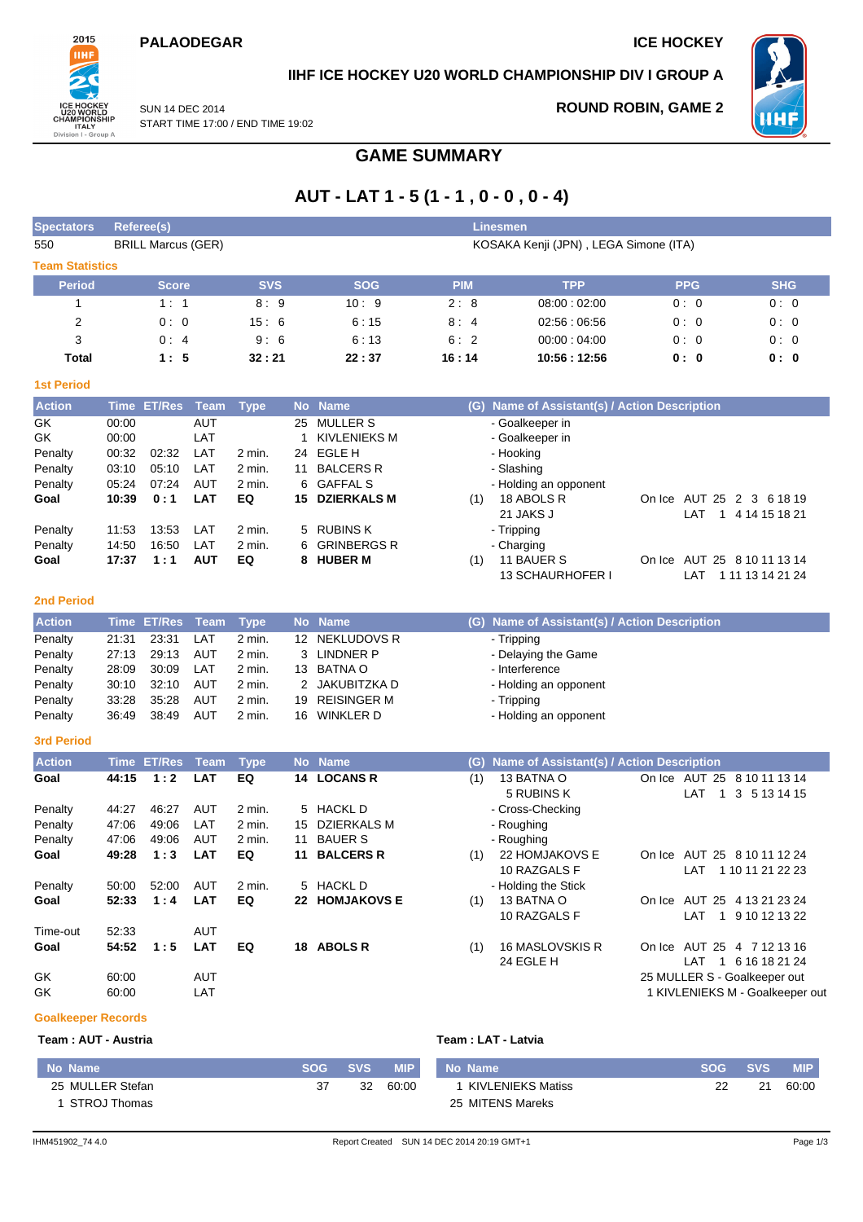PALAODEGAR

ICE HOCKEY

## IIHF ICE HOCKEY U20 WORLD CHAMPIONSHIP DIV I GROUP A

SUN 14 DEC 2014
START TIME 17:00 / END TIME 19:02

ROUND ROBIN, GAME 2

# GAME SUMMARY

## AUT - LAT 1 - 5 (1 - 1 , 0 - 0 , 0 - 4)

| Spectators | Referee(s) | Linesmen |
|---|---|---|
| 550 | BRILL Marcus (GER) | KOSAKA Kenji (JPN) , LEGA Simone (ITA) |

### Team Statistics

| Period | Score | SVS | SOG | PIM | TPP | PPG | SHG |
|---|---|---|---|---|---|---|---|
| 1 | 1 : 1 | 8 : 9 | 10 : 9 | 2 : 8 | 08:00 : 02:00 | 0 : 0 | 0 : 0 |
| 2 | 0 : 0 | 15 : 6 | 6 : 15 | 8 : 4 | 02:56 : 06:56 | 0 : 0 | 0 : 0 |
| 3 | 0 : 4 | 9 : 6 | 6 : 13 | 6 : 2 | 00:00 : 04:00 | 0 : 0 | 0 : 0 |
| **Total** | **1 : 5** | **32 : 21** | **22 : 37** | **16 : 14** | **10:56 : 12:56** | **0 : 0** | **0 : 0** |

### 1st Period

| Action | Time | ET/Res | Team | Type | No | Name | (G) | Name of Assistant(s) / Action Description | |
|---|---|---|---|---|---|---|---|---|---|
| GK | 00:00 | | AUT | | 25 | MULLER S | | - Goalkeeper in | |
| GK | 00:00 | | LAT | | 1 | KIVLENIEKS M | | - Goalkeeper in | |
| Penalty | 00:32 | 02:32 | LAT | 2 min. | 24 | EGLE H | | - Hooking | |
| Penalty | 03:10 | 05:10 | LAT | 2 min. | 11 | BALCERS R | | - Slashing | |
| Penalty | 05:24 | 07:24 | AUT | 2 min. | 6 | GAFFAL S | | - Holding an opponent | |
| **Goal** | **10:39** | **0 : 1** | **LAT** | **EQ** | **15** | **DZIERKALS M** | (1) | 18 ABOLS R<br>21 JAKS J | On Ice AUT 25 2 3 6 18 19<br>LAT 1 4 14 15 18 21 |
| Penalty | 11:53 | 13:53 | LAT | 2 min. | 5 | RUBINS K | | - Tripping | |
| Penalty | 14:50 | 16:50 | LAT | 2 min. | 6 | GRINBERGS R | | - Charging | |
| **Goal** | **17:37** | **1 : 1** | **AUT** | **EQ** | **8** | **HUBER M** | (1) | 11 BAUER S<br>13 SCHAURHOFER I | On Ice AUT 25 8 10 11 13 14<br>LAT 1 11 13 14 21 24 |

### 2nd Period

| Action | Time | ET/Res | Team | Type | No | Name | (G) | Name of Assistant(s) / Action Description |
|---|---|---|---|---|---|---|---|---|
| Penalty | 21:31 | 23:31 | LAT | 2 min. | 12 | NEKLUDOVS R | | - Tripping |
| Penalty | 27:13 | 29:13 | AUT | 2 min. | 3 | LINDNER P | | - Delaying the Game |
| Penalty | 28:09 | 30:09 | LAT | 2 min. | 13 | BATNA O | | - Interference |
| Penalty | 30:10 | 32:10 | AUT | 2 min. | 2 | JAKUBITZKA D | | - Holding an opponent |
| Penalty | 33:28 | 35:28 | AUT | 2 min. | 19 | REISINGER M | | - Tripping |
| Penalty | 36:49 | 38:49 | AUT | 2 min. | 16 | WINKLER D | | - Holding an opponent |

### 3rd Period

| Action | Time | ET/Res | Team | Type | No | Name | (G) | Name of Assistant(s) / Action Description | |
|---|---|---|---|---|---|---|---|---|---|
| **Goal** | **44:15** | **1 : 2** | **LAT** | **EQ** | **14** | **LOCANS R** | (1) | 13 BATNA O<br>5 RUBINS K | On Ice AUT 25 8 10 11 13 14<br>LAT 1 3 5 13 14 15 |
| Penalty | 44:27 | 46:27 | AUT | 2 min. | 5 | HACKL D | | - Cross-Checking | |
| Penalty | 47:06 | 49:06 | LAT | 2 min. | 15 | DZIERKALS M | | - Roughing | |
| Penalty | 47:06 | 49:06 | AUT | 2 min. | 11 | BAUER S | | - Roughing | |
| **Goal** | **49:28** | **1 : 3** | **LAT** | **EQ** | **11** | **BALCERS R** | (1) | 22 HOMJAKOVS E<br>10 RAZGALS F | On Ice AUT 25 8 10 11 12 24<br>LAT 1 10 11 21 22 23 |
| Penalty | 50:00 | 52:00 | AUT | 2 min. | 5 | HACKL D | | - Holding the Stick | |
| **Goal** | **52:33** | **1 : 4** | **LAT** | **EQ** | **22** | **HOMJAKOVS E** | (1) | 13 BATNA O<br>10 RAZGALS F | On Ice AUT 25 4 13 21 23 24<br>LAT 1 9 10 12 13 22 |
| Time-out | 52:33 | | AUT | | | | | | |
| **Goal** | **54:52** | **1 : 5** | **LAT** | **EQ** | **18** | **ABOLS R** | (1) | 16 MASLOVSKIS R<br>24 EGLE H | On Ice AUT 25 4 7 12 13 16<br>LAT 1 6 16 18 21 24 |
| GK | 60:00 | | AUT | | | | | | 25 MULLER S - Goalkeeper out |
| GK | 60:00 | | LAT | | | | | | 1 KIVLENIEKS M - Goalkeeper out |

### Goalkeeper Records

**Team : AUT - Austria**

| No Name | SOG | SVS | MIP |
|---|---|---|---|
| 25 MULLER Stefan | 37 | 32 | 60:00 |
| 1 STROJ Thomas | | | |

**Team : LAT - Latvia**

| No Name | SOG | SVS | MIP |
|---|---|---|---|
| 1 KIVLENIEKS Matiss | 22 | 21 | 60:00 |
| 25 MITENS Mareks | | | |

IHM451902_74 4.0 Report Created SUN 14 DEC 2014 20:19 GMT+1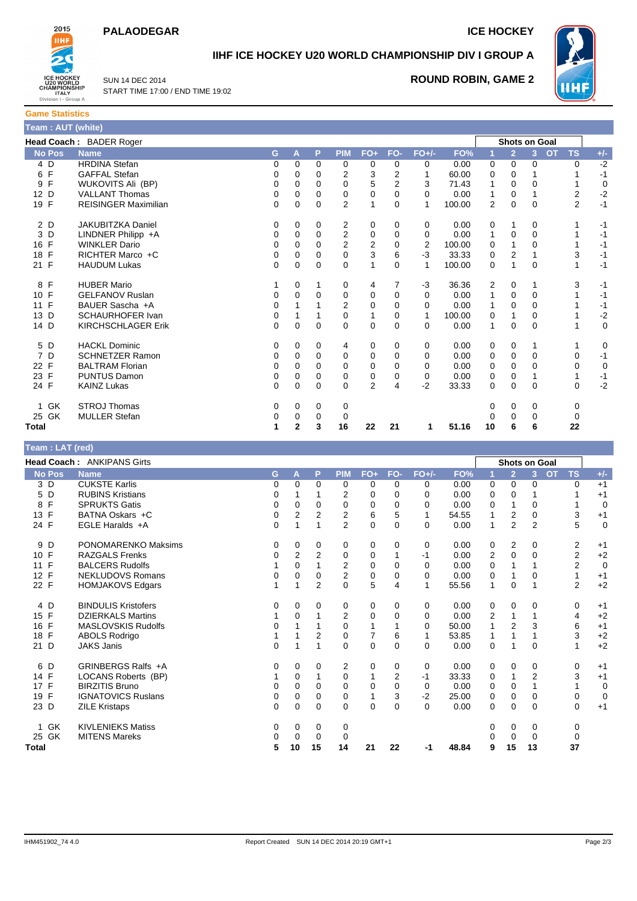**PALAODEGAR**

**ICE HOCKEY**

## IIHF ICE HOCKEY U20 WORLD CHAMPIONSHIP DIV I GROUP A

SUN 14 DEC 2014
START TIME 17:00 / END TIME 19:02

**ROUND ROBIN, GAME 2**

### Game Statistics

**Team : AUT (white)**

**Head Coach :** BADER Roger

| No | Pos | Name | G | A | P | PIM | FO+ | FO- | FO+/- | FO% | 1 | 2 | 3 | OT | TS | +/- |
|---|---|---|---|---|---|---|---|---|---|---|---|---|---|---|---|---|
| 4 | D | HRDINA Stefan | 0 | 0 | 0 | 0 | 0 | 0 | 0 | 0.00 | 0 | 0 | 0 | | 0 | -2 |
| 6 | F | GAFFAL Stefan | 0 | 0 | 0 | 2 | 3 | 2 | 1 | 60.00 | 0 | 0 | 1 | | 1 | -1 |
| 9 | F | WUKOVITS Ali (BP) | 0 | 0 | 0 | 0 | 5 | 2 | 3 | 71.43 | 1 | 0 | 0 | | 1 | 0 |
| 12 | D | VALLANT Thomas | 0 | 0 | 0 | 0 | 0 | 0 | 0 | 0.00 | 1 | 0 | 1 | | 2 | -2 |
| 19 | F | REISINGER Maximilian | 0 | 0 | 0 | 2 | 1 | 0 | 1 | 100.00 | 2 | 0 | 0 | | 2 | -1 |
| 2 | D | JAKUBITZKA Daniel | 0 | 0 | 0 | 2 | 0 | 0 | 0 | 0.00 | 0 | 1 | 0 | | 1 | -1 |
| 3 | D | LINDNER Philipp +A | 0 | 0 | 0 | 2 | 0 | 0 | 0 | 0.00 | 1 | 0 | 0 | | 1 | -1 |
| 16 | F | WINKLER Dario | 0 | 0 | 0 | 2 | 2 | 0 | 2 | 100.00 | 0 | 1 | 0 | | 1 | -1 |
| 18 | F | RICHTER Marco +C | 0 | 0 | 0 | 0 | 3 | 6 | -3 | 33.33 | 0 | 2 | 1 | | 3 | -1 |
| 21 | F | HAUDUM Lukas | 0 | 0 | 0 | 0 | 1 | 0 | 1 | 100.00 | 0 | 1 | 0 | | 1 | -1 |
| 8 | F | HUBER Mario | 1 | 0 | 1 | 0 | 4 | 7 | -3 | 36.36 | 2 | 0 | 1 | | 3 | -1 |
| 10 | F | GELFANOV Ruslan | 0 | 0 | 0 | 0 | 0 | 0 | 0 | 0.00 | 1 | 0 | 0 | | 1 | -1 |
| 11 | F | BAUER Sascha +A | 0 | 1 | 1 | 2 | 0 | 0 | 0 | 0.00 | 1 | 0 | 0 | | 1 | -1 |
| 13 | D | SCHAURHOFER Ivan | 0 | 1 | 1 | 0 | 1 | 0 | 1 | 100.00 | 0 | 1 | 0 | | 1 | -2 |
| 14 | D | KIRCHSCHLAGER Erik | 0 | 0 | 0 | 0 | 0 | 0 | 0 | 0.00 | 1 | 0 | 0 | | 1 | 0 |
| 5 | D | HACKL Dominic | 0 | 0 | 0 | 4 | 0 | 0 | 0 | 0.00 | 0 | 0 | 1 | | 1 | 0 |
| 7 | D | SCHNETZER Ramon | 0 | 0 | 0 | 0 | 0 | 0 | 0 | 0.00 | 0 | 0 | 0 | | 0 | -1 |
| 22 | F | BALTRAM Florian | 0 | 0 | 0 | 0 | 0 | 0 | 0 | 0.00 | 0 | 0 | 0 | | 0 | 0 |
| 23 | F | PUNTUS Damon | 0 | 0 | 0 | 0 | 0 | 0 | 0 | 0.00 | 0 | 0 | 1 | | 1 | -1 |
| 24 | F | KAINZ Lukas | 0 | 0 | 0 | 0 | 2 | 4 | -2 | 33.33 | 0 | 0 | 0 | | 0 | -2 |
| 1 | GK | STROJ Thomas | 0 | 0 | 0 | 0 | | | | | 0 | 0 | 0 | | 0 | |
| 25 | GK | MULLER Stefan | 0 | 0 | 0 | 0 | | | | | 0 | 0 | 0 | | 0 | |
| **Total** | | | **1** | **2** | **3** | **16** | **22** | **21** | **1** | **51.16** | **10** | **6** | **6** | | **22** | |

**Team : LAT (red)**

**Head Coach :** ANKIPANS Girts

| No | Pos | Name | G | A | P | PIM | FO+ | FO- | FO+/- | FO% | 1 | 2 | 3 | OT | TS | +/- |
|---|---|---|---|---|---|---|---|---|---|---|---|---|---|---|---|---|
| 3 | D | CUKSTE Karlis | 0 | 0 | 0 | 0 | 0 | 0 | 0 | 0.00 | 0 | 0 | 0 | | 0 | +1 |
| 5 | D | RUBINS Kristians | 0 | 1 | 1 | 2 | 0 | 0 | 0 | 0.00 | 0 | 0 | 1 | | 1 | +1 |
| 8 | F | SPRUKTS Gatis | 0 | 0 | 0 | 0 | 0 | 0 | 0 | 0.00 | 0 | 1 | 0 | | 1 | 0 |
| 13 | F | BATNA Oskars +C | 0 | 2 | 2 | 2 | 6 | 5 | 1 | 54.55 | 1 | 2 | 0 | | 3 | +1 |
| 24 | F | EGLE Haralds +A | 0 | 1 | 1 | 2 | 0 | 0 | 0 | 0.00 | 1 | 2 | 2 | | 5 | 0 |
| 9 | D | PONOMARENKO Maksims | 0 | 0 | 0 | 0 | 0 | 0 | 0 | 0.00 | 0 | 2 | 0 | | 2 | +1 |
| 10 | F | RAZGALS Frenks | 0 | 2 | 2 | 0 | 0 | 1 | -1 | 0.00 | 2 | 0 | 0 | | 2 | +2 |
| 11 | F | BALCERS Rudolfs | 1 | 0 | 1 | 2 | 0 | 0 | 0 | 0.00 | 0 | 1 | 1 | | 2 | 0 |
| 12 | F | NEKLUDOVS Romans | 0 | 0 | 0 | 2 | 0 | 0 | 0 | 0.00 | 0 | 1 | 0 | | 1 | +1 |
| 22 | F | HOMJAKOVS Edgars | 1 | 1 | 2 | 0 | 5 | 4 | 1 | 55.56 | 1 | 0 | 1 | | 2 | +2 |
| 4 | D | BINDULIS Kristofers | 0 | 0 | 0 | 0 | 0 | 0 | 0 | 0.00 | 0 | 0 | 0 | | 0 | +1 |
| 15 | F | DZIERKALS Martins | 1 | 0 | 1 | 2 | 0 | 0 | 0 | 0.00 | 2 | 1 | 1 | | 4 | +2 |
| 16 | F | MASLOVSKIS Rudolfs | 0 | 1 | 1 | 0 | 1 | 1 | 0 | 50.00 | 1 | 2 | 3 | | 6 | +1 |
| 18 | F | ABOLS Rodrigo | 1 | 1 | 2 | 0 | 7 | 6 | 1 | 53.85 | 1 | 1 | 1 | | 3 | +2 |
| 21 | D | JAKS Janis | 0 | 1 | 1 | 0 | 0 | 0 | 0 | 0.00 | 0 | 1 | 0 | | 1 | +2 |
| 6 | D | GRINBERGS Ralfs +A | 0 | 0 | 0 | 2 | 0 | 0 | 0 | 0.00 | 0 | 0 | 0 | | 0 | +1 |
| 14 | F | LOCANS Roberts (BP) | 1 | 0 | 1 | 0 | 1 | 2 | -1 | 33.33 | 0 | 1 | 2 | | 3 | +1 |
| 17 | F | BIRZITIS Bruno | 0 | 0 | 0 | 0 | 0 | 0 | 0 | 0.00 | 0 | 0 | 1 | | 1 | 0 |
| 19 | F | IGNATOVICS Ruslans | 0 | 0 | 0 | 0 | 1 | 3 | -2 | 25.00 | 0 | 0 | 0 | | 0 | 0 |
| 23 | D | ZILE Kristaps | 0 | 0 | 0 | 0 | 0 | 0 | 0 | 0.00 | 0 | 0 | 0 | | 0 | +1 |
| 1 | GK | KIVLENIEKS Matiss | 0 | 0 | 0 | 0 | | | | | 0 | 0 | 0 | | 0 | |
| 25 | GK | MITENS Mareks | 0 | 0 | 0 | 0 | | | | | 0 | 0 | 0 | | 0 | |
| **Total** | | | **5** | **10** | **15** | **14** | **21** | **22** | **-1** | **48.84** | **9** | **15** | **13** | | **37** | |

IHM451902_74 4.0 Report Created SUN 14 DEC 2014 20:19 GMT+1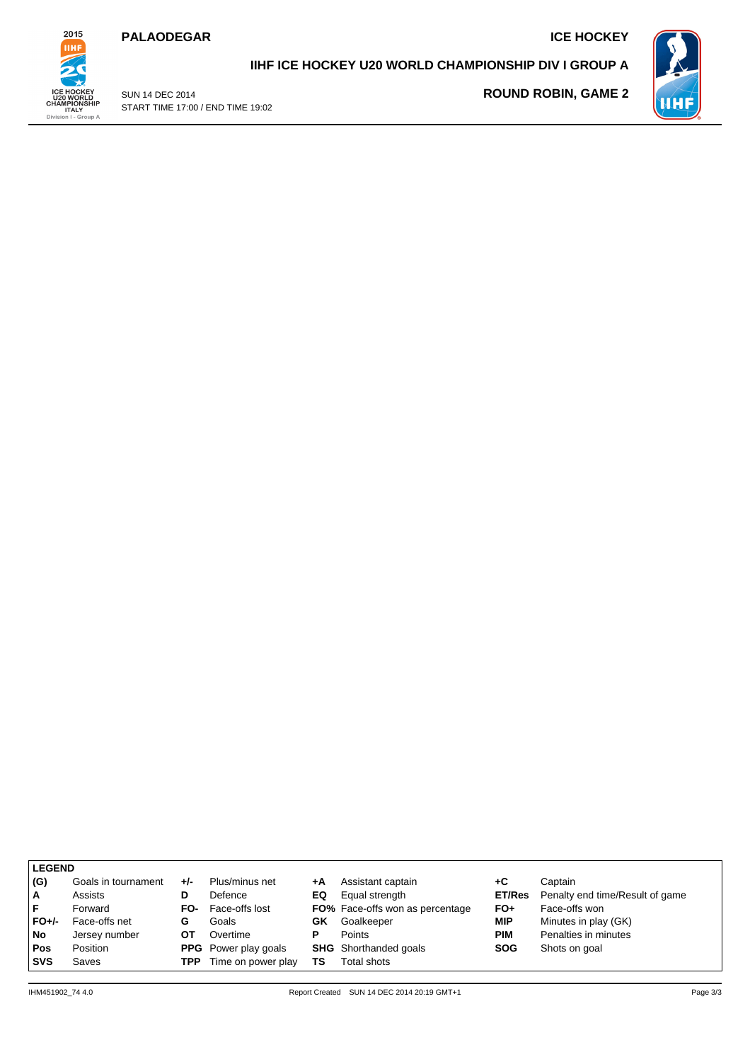| LEGEND | | | | | | | |
|---|---|---|---|---|---|---|---|
| (G) | Goals in tournament | +/- | Plus/minus net | +A | Assistant captain | +C | Captain |
| A | Assists | D | Defence | EQ | Equal strength | ET/Res | Penalty end time/Result of game |
| F | Forward | FO- | Face-offs lost | FO% | Face-offs won as percentage | FO+ | Face-offs won |
| FO+/- | Face-offs net | G | Goals | GK | Goalkeeper | MIP | Minutes in play (GK) |
| No | Jersey number | OT | Overtime | P | Points | PIM | Penalties in minutes |
| Pos | Position | PPG | Power play goals | SHG | Shorthanded goals | SOG | Shots on goal |
| SVS | Saves | TPP | Time on power play | TS | Total shots | | |

IHM451902_74 4.0

Report Created SUN 14 DEC 2014 20:19 GMT+1